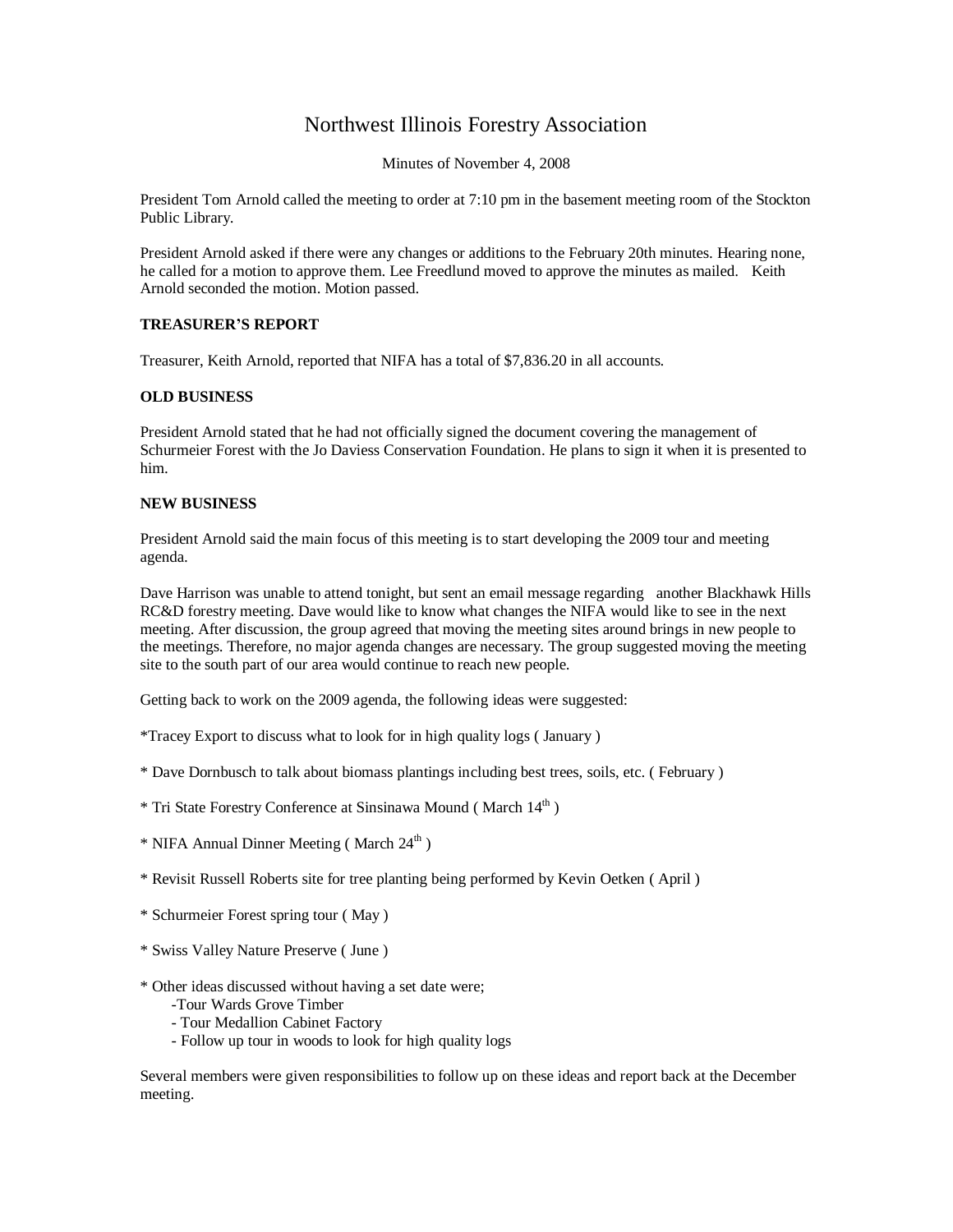# Northwest Illinois Forestry Association

Minutes of November 4, 2008

President Tom Arnold called the meeting to order at 7:10 pm in the basement meeting room of the Stockton Public Library.

President Arnold asked if there were any changes or additions to the February 20th minutes. Hearing none, he called for a motion to approve them. Lee Freedlund moved to approve the minutes as mailed. Keith Arnold seconded the motion. Motion passed.

**TREASURER'S REPORT**

Treasurer, Keith Arnold, reported that NIFA has a total of $7,836.20 in all accounts.

**OLD BUSINESS**

President Arnold stated that he had not officially signed the document covering the management of Schurmeier Forest with the Jo Daviess Conservation Foundation. He plans to sign it when it is presented to him.

**NEW BUSINESS**

President Arnold said the main focus of this meeting is to start developing the 2009 tour and meeting agenda.

Dave Harrison was unable to attend tonight, but sent an email message regarding another Blackhawk Hills RC&D forestry meeting. Dave would like to know what changes the NIFA would like to see in the next meeting. After discussion, the group agreed that moving the meeting sites around brings in new people to the meetings. Therefore, no major agenda changes are necessary. The group suggested moving the meeting site to the south part of our area would continue to reach new people.

Getting back to work on the 2009 agenda, the following ideas were suggested:

*Tracey Export to discuss what to look for in high quality logs ( January )

* Dave Dornbusch to talk about biomass plantings including best trees, soils, etc. ( February )

* Tri State Forestry Conference at Sinsinawa Mound ( March 14th )

* NIFA Annual Dinner Meeting ( March 24th )

* Revisit Russell Roberts site for tree planting being performed by Kevin Oetken ( April )

* Schurmeier Forest spring tour ( May )

* Swiss Valley Nature Preserve ( June )

* Other ideas discussed without having a set date were;
  - Tour Wards Grove Timber
  - Tour Medallion Cabinet Factory
  - Follow up tour in woods to look for high quality logs

Several members were given responsibilities to follow up on these ideas and report back at the December meeting.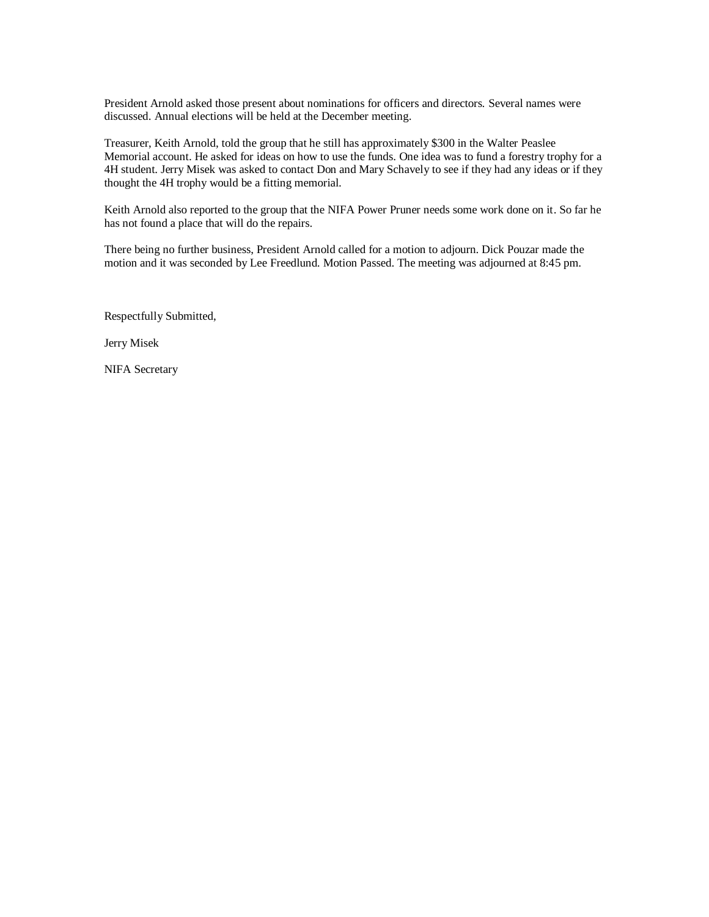President Arnold asked those present about nominations for officers and directors. Several names were discussed. Annual elections will be held at the December meeting.

Treasurer, Keith Arnold, told the group that he still has approximately $300 in the Walter Peaslee Memorial account. He asked for ideas on how to use the funds. One idea was to fund a forestry trophy for a 4H student. Jerry Misek was asked to contact Don and Mary Schavely to see if they had any ideas or if they thought the 4H trophy would be a fitting memorial.

Keith Arnold also reported to the group that the NIFA Power Pruner needs some work done on it. So far he has not found a place that will do the repairs.

There being no further business, President Arnold called for a motion to adjourn. Dick Pouzar made the motion and it was seconded by Lee Freedlund. Motion Passed. The meeting was adjourned at 8:45 pm.

Respectfully Submitted,

Jerry Misek

NIFA Secretary